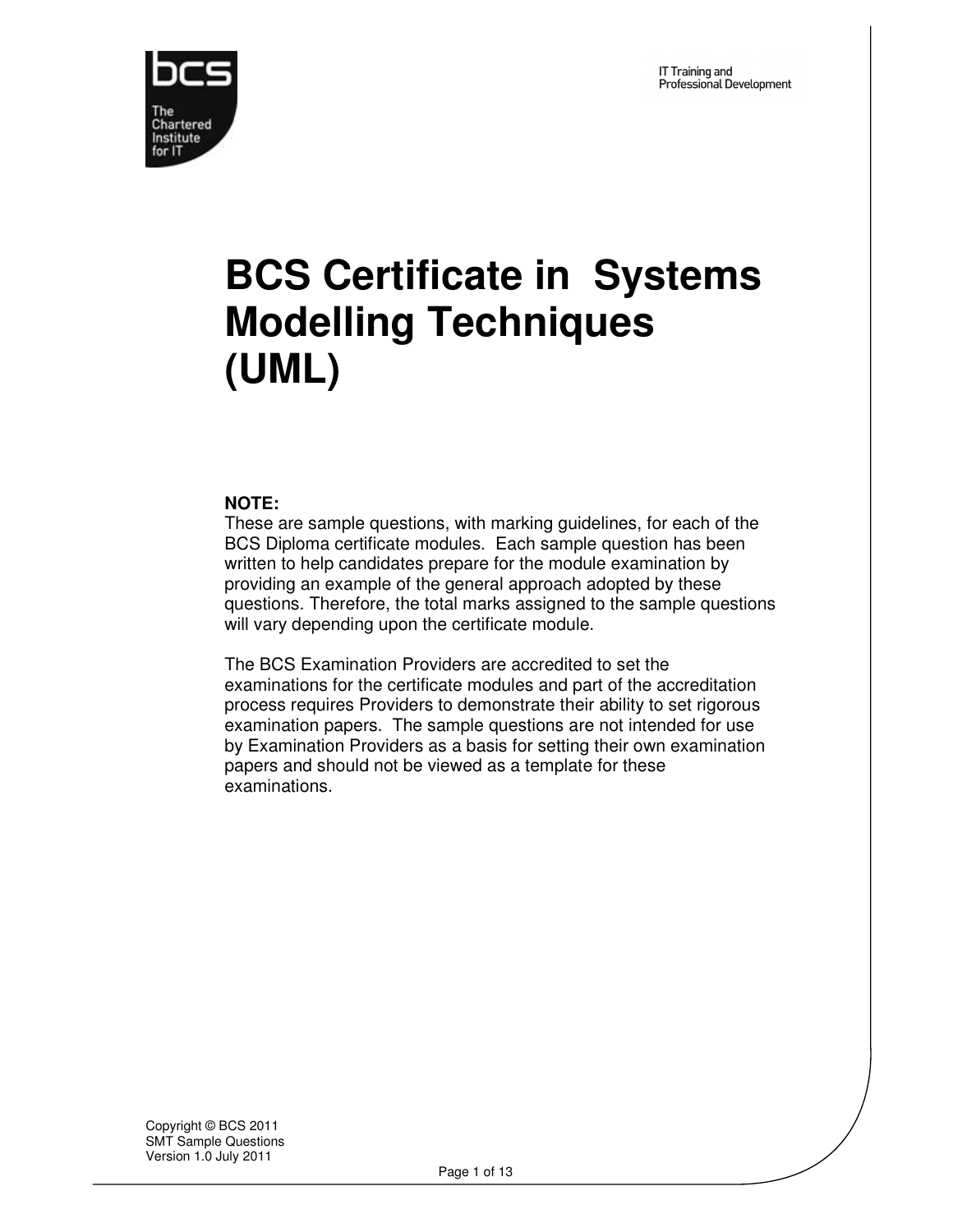IT Training and
Professional Development

# BCS Certificate in Systems Modelling Techniques (UML)

**NOTE:**
These are sample questions, with marking guidelines, for each of the BCS Diploma certificate modules. Each sample question has been written to help candidates prepare for the module examination by providing an example of the general approach adopted by these questions. Therefore, the total marks assigned to the sample questions will vary depending upon the certificate module.

The BCS Examination Providers are accredited to set the examinations for the certificate modules and part of the accreditation process requires Providers to demonstrate their ability to set rigorous examination papers. The sample questions are not intended for use by Examination Providers as a basis for setting their own examination papers and should not be viewed as a template for these examinations.

Copyright © BCS 2011
SMT Sample Questions
Version 1.0 July 2011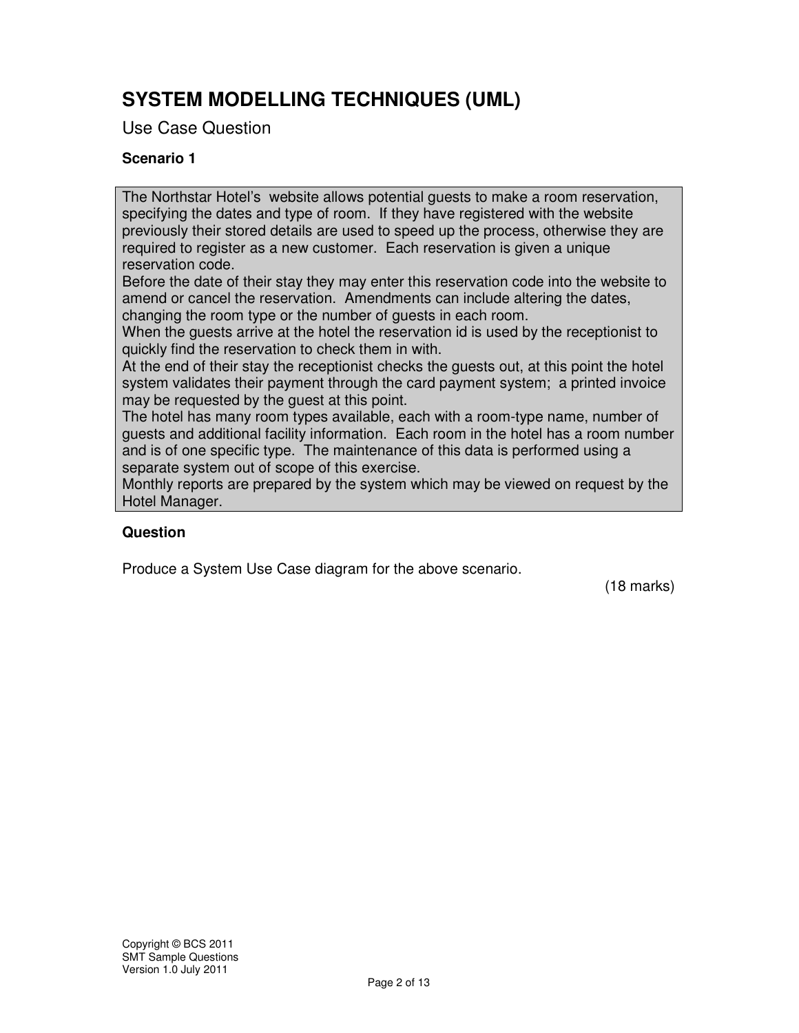# SYSTEM MODELLING TECHNIQUES (UML)

Use Case Question

**Scenario 1**

> The Northstar Hotel's website allows potential guests to make a room reservation, specifying the dates and type of room. If they have registered with the website previously their stored details are used to speed up the process, otherwise they are required to register as a new customer. Each reservation is given a unique reservation code.
> Before the date of their stay they may enter this reservation code into the website to amend or cancel the reservation. Amendments can include altering the dates, changing the room type or the number of guests in each room.
> When the guests arrive at the hotel the reservation id is used by the receptionist to quickly find the reservation to check them in with.
> At the end of their stay the receptionist checks the guests out, at this point the hotel system validates their payment through the card payment system; a printed invoice may be requested by the guest at this point.
> The hotel has many room types available, each with a room-type name, number of guests and additional facility information. Each room in the hotel has a room number and is of one specific type. The maintenance of this data is performed using a separate system out of scope of this exercise.
> Monthly reports are prepared by the system which may be viewed on request by the Hotel Manager.

**Question**

Produce a System Use Case diagram for the above scenario.

(18 marks)

Copyright © BCS 2011
SMT Sample Questions
Version 1.0 July 2011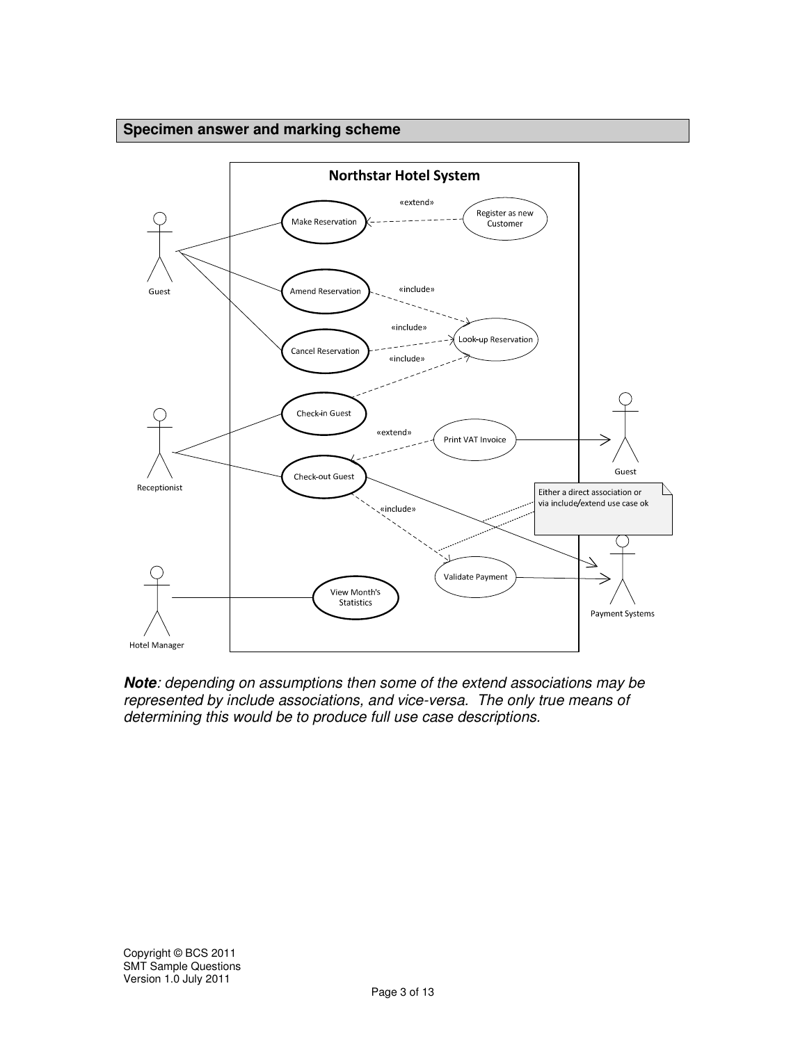## Specimen answer and marking scheme

Northstar Hotel System

Guest — Make Reservation, Amend Reservation, Cancel Reservation

Register as new Customer «extend» Make Reservation

Amend Reservation «include» Look-up Reservation

Cancel Reservation «include» Look-up Reservation

Check-in Guest «include» Look-up Reservation

Receptionist — Check-in Guest, Check-out Guest

Print VAT Invoice «extend» Check-out Guest

Print VAT Invoice → Guest

Check-out Guest «include» Validate Payment

Check-out Guest → Payment Systems

Validate Payment → Payment Systems

Either a direct association or via include/extend use case ok

Hotel Manager — View Month's Statistics

***Note**: depending on assumptions then some of the extend associations may be represented by include associations, and vice-versa. The only true means of determining this would be to produce full use case descriptions.*

Copyright © BCS 2011
SMT Sample Questions
Version 1.0 July 2011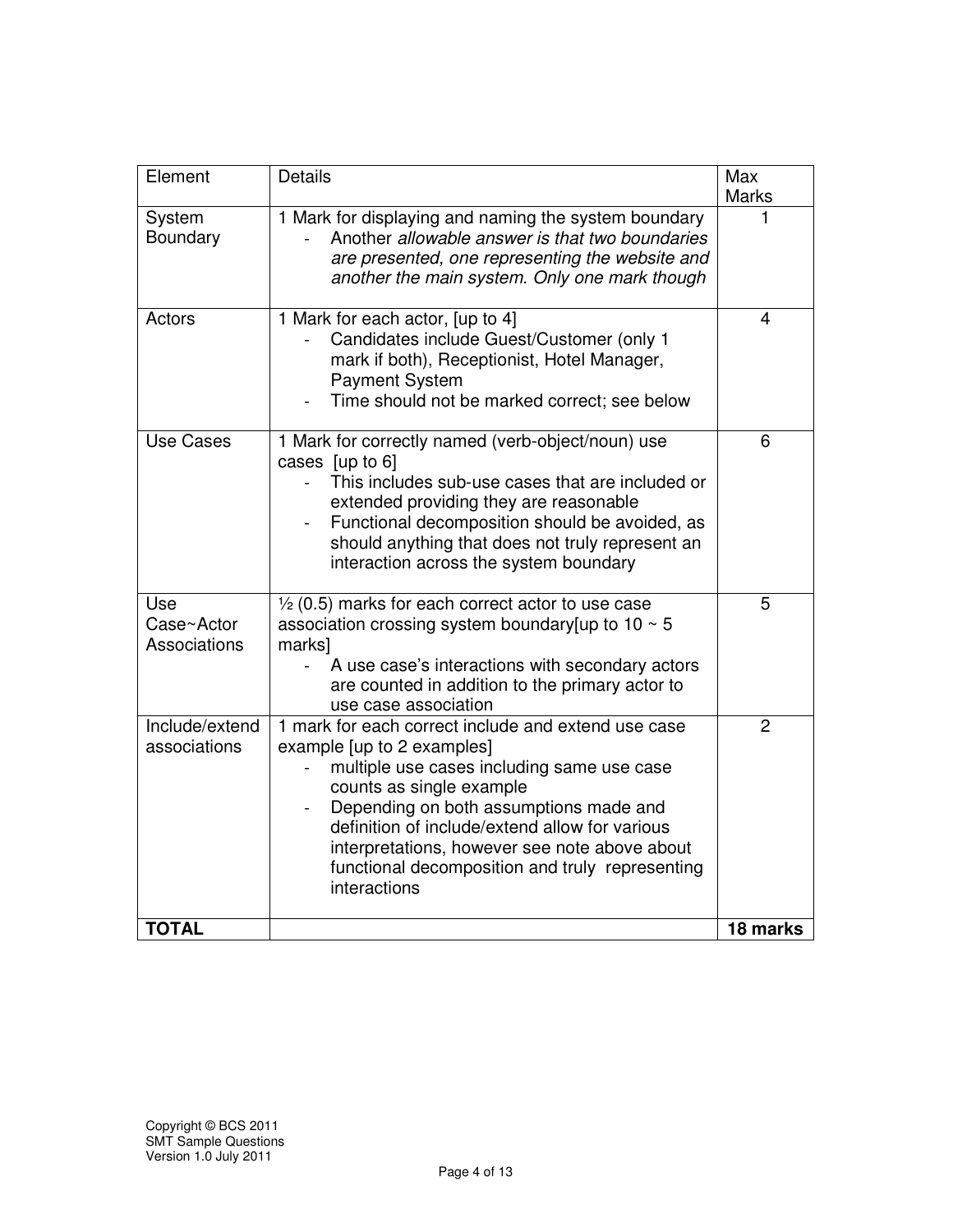| Element | Details | Max Marks |
| --- | --- | --- |
| System Boundary | 1 Mark for displaying and naming the system boundary<br>- Another *allowable answer is that two boundaries are presented, one representing the website and another the main system. Only one mark though* | 1 |
| Actors | 1 Mark for each actor, [up to 4]<br>- Candidates include Guest/Customer (only 1 mark if both), Receptionist, Hotel Manager, Payment System<br>- Time should not be marked correct; see below | 4 |
| Use Cases | 1 Mark for correctly named (verb-object/noun) use cases [up to 6]<br>- This includes sub-use cases that are included or extended providing they are reasonable<br>- Functional decomposition should be avoided, as should anything that does not truly represent an interaction across the system boundary | 6 |
| Use Case~Actor Associations | ½ (0.5) marks for each correct actor to use case association crossing system boundary[up to 10 ~ 5 marks]<br>- A use case's interactions with secondary actors are counted in addition to the primary actor to use case association | 5 |
| Include/extend associations | 1 mark for each correct include and extend use case example [up to 2 examples]<br>- multiple use cases including same use case counts as single example<br>- Depending on both assumptions made and definition of include/extend allow for various interpretations, however see note above about functional decomposition and truly representing interactions | 2 |
| **TOTAL** | | **18 marks** |

Copyright © BCS 2011
SMT Sample Questions
Version 1.0 July 2011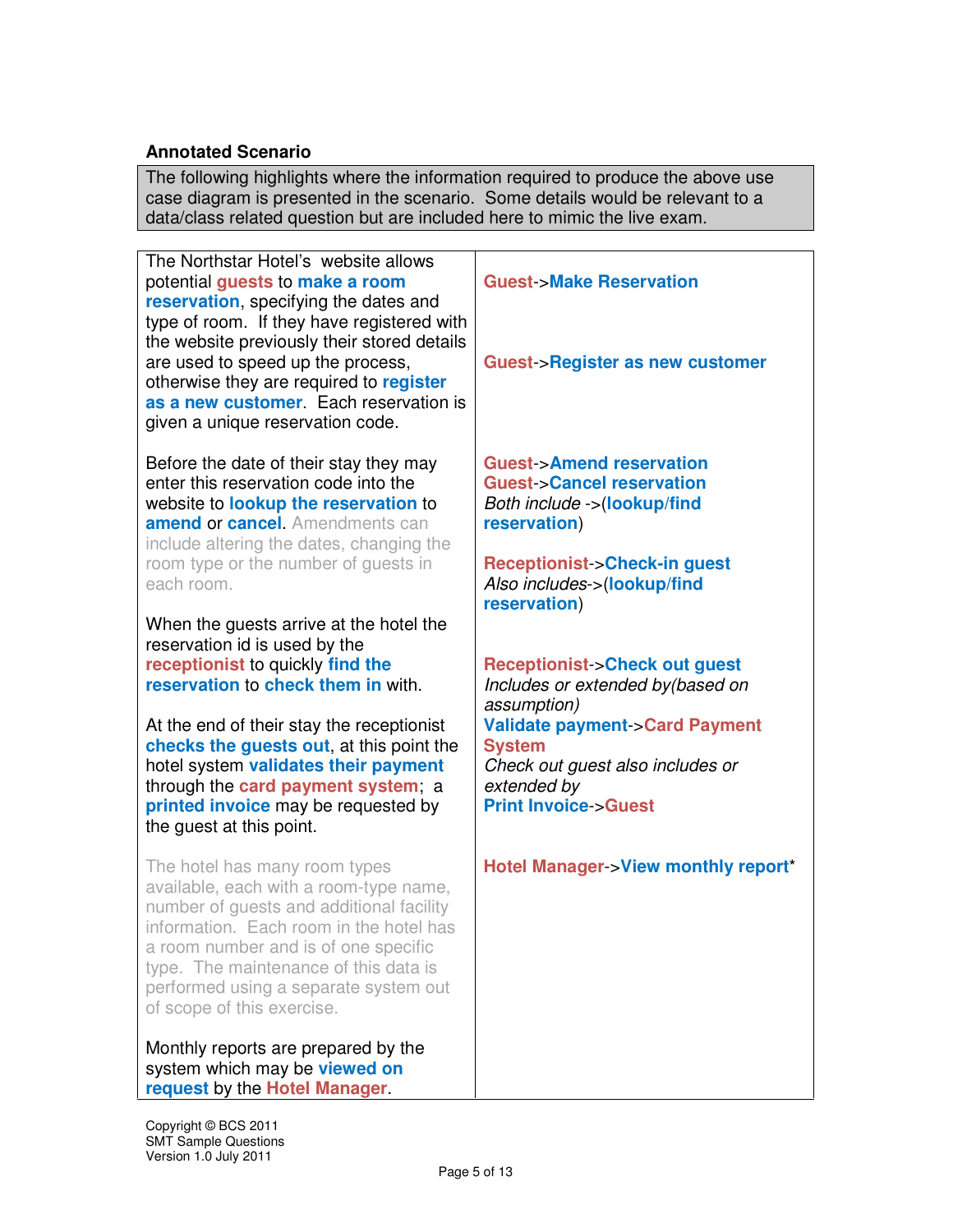### Annotated Scenario

The following highlights where the information required to produce the above use case diagram is presented in the scenario. Some details would be relevant to a data/class related question but are included here to mimic the live exam.

| | |
|---|---|
| The Northstar Hotel's website allows potential **guests** to **make a room reservation**, specifying the dates and type of room. If they have registered with the website previously their stored details are used to speed up the process, otherwise they are required to **register as a new customer**. Each reservation is given a unique reservation code. | **Guest**->**Make Reservation**<br><br>**Guest**->**Register as new customer** |
| Before the date of their stay they may enter this reservation code into the website to **lookup the reservation** to **amend** or **cancel**. Amendments can include altering the dates, changing the room type or the number of guests in each room. | **Guest**->**Amend reservation**<br>**Guest**->**Cancel reservation**<br>*Both include* ->(**lookup/find reservation**) |
| When the guests arrive at the hotel the reservation id is used by the **receptionist** to quickly **find the reservation** to **check them in** with. | **Receptionist**->**Check-in guest**<br>*Also includes*->(**lookup/find reservation**) |
| At the end of their stay the receptionist **checks the guests out**, at this point the hotel system **validates their payment** through the **card payment system**; a **printed invoice** may be requested by the guest at this point. | **Receptionist**->**Check out guest**<br>*Includes or extended by(based on assumption)*<br>**Validate payment**->**Card Payment System**<br>*Check out guest also includes or extended by*<br>**Print Invoice**->**Guest** |
| The hotel has many room types available, each with a room-type name, number of guests and additional facility information. Each room in the hotel has a room number and is of one specific type. The maintenance of this data is performed using a separate system out of scope of this exercise. | **Hotel Manager**->**View monthly report*** |
| Monthly reports are prepared by the system which may be **viewed on request** by the **Hotel Manager**. | |

Copyright © BCS 2011
SMT Sample Questions
Version 1.0 July 2011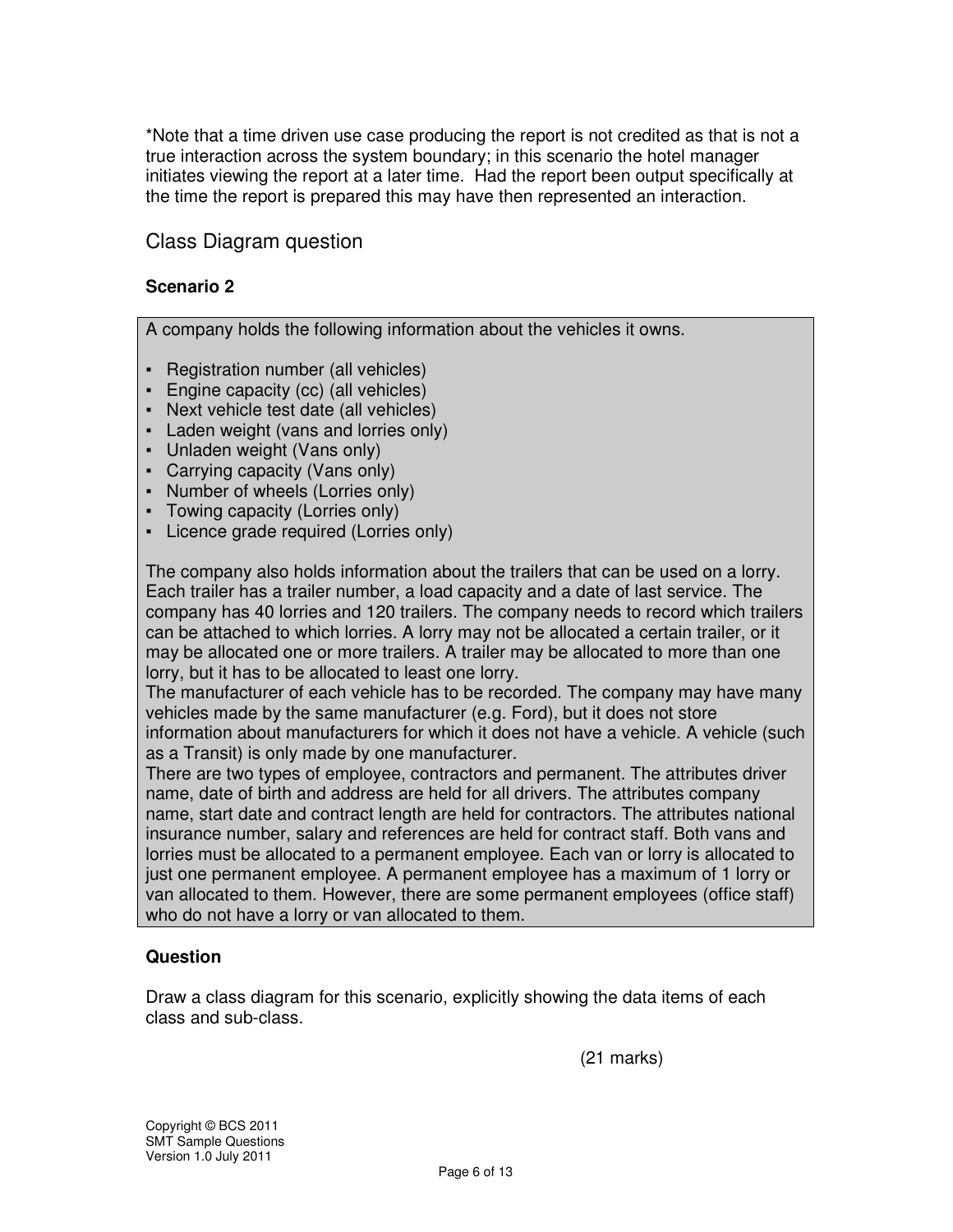*Note that a time driven use case producing the report is not credited as that is not a true interaction across the system boundary; in this scenario the hotel manager initiates viewing the report at a later time. Had the report been output specifically at the time the report is prepared this may have then represented an interaction.

## Class Diagram question

### Scenario 2

A company holds the following information about the vehicles it owns.

- Registration number (all vehicles)
- Engine capacity (cc) (all vehicles)
- Next vehicle test date (all vehicles)
- Laden weight (vans and lorries only)
- Unladen weight (Vans only)
- Carrying capacity (Vans only)
- Number of wheels (Lorries only)
- Towing capacity (Lorries only)
- Licence grade required (Lorries only)

The company also holds information about the trailers that can be used on a lorry. Each trailer has a trailer number, a load capacity and a date of last service. The company has 40 lorries and 120 trailers. The company needs to record which trailers can be attached to which lorries. A lorry may not be allocated a certain trailer, or it may be allocated one or more trailers. A trailer may be allocated to more than one lorry, but it has to be allocated to least one lorry.
The manufacturer of each vehicle has to be recorded. The company may have many vehicles made by the same manufacturer (e.g. Ford), but it does not store information about manufacturers for which it does not have a vehicle. A vehicle (such as a Transit) is only made by one manufacturer.
There are two types of employee, contractors and permanent. The attributes driver name, date of birth and address are held for all drivers. The attributes company name, start date and contract length are held for contractors. The attributes national insurance number, salary and references are held for contract staff. Both vans and lorries must be allocated to a permanent employee. Each van or lorry is allocated to just one permanent employee. A permanent employee has a maximum of 1 lorry or van allocated to them. However, there are some permanent employees (office staff) who do not have a lorry or van allocated to them.

### Question

Draw a class diagram for this scenario, explicitly showing the data items of each class and sub-class.

(21 marks)

Copyright © BCS 2011
SMT Sample Questions
Version 1.0 July 2011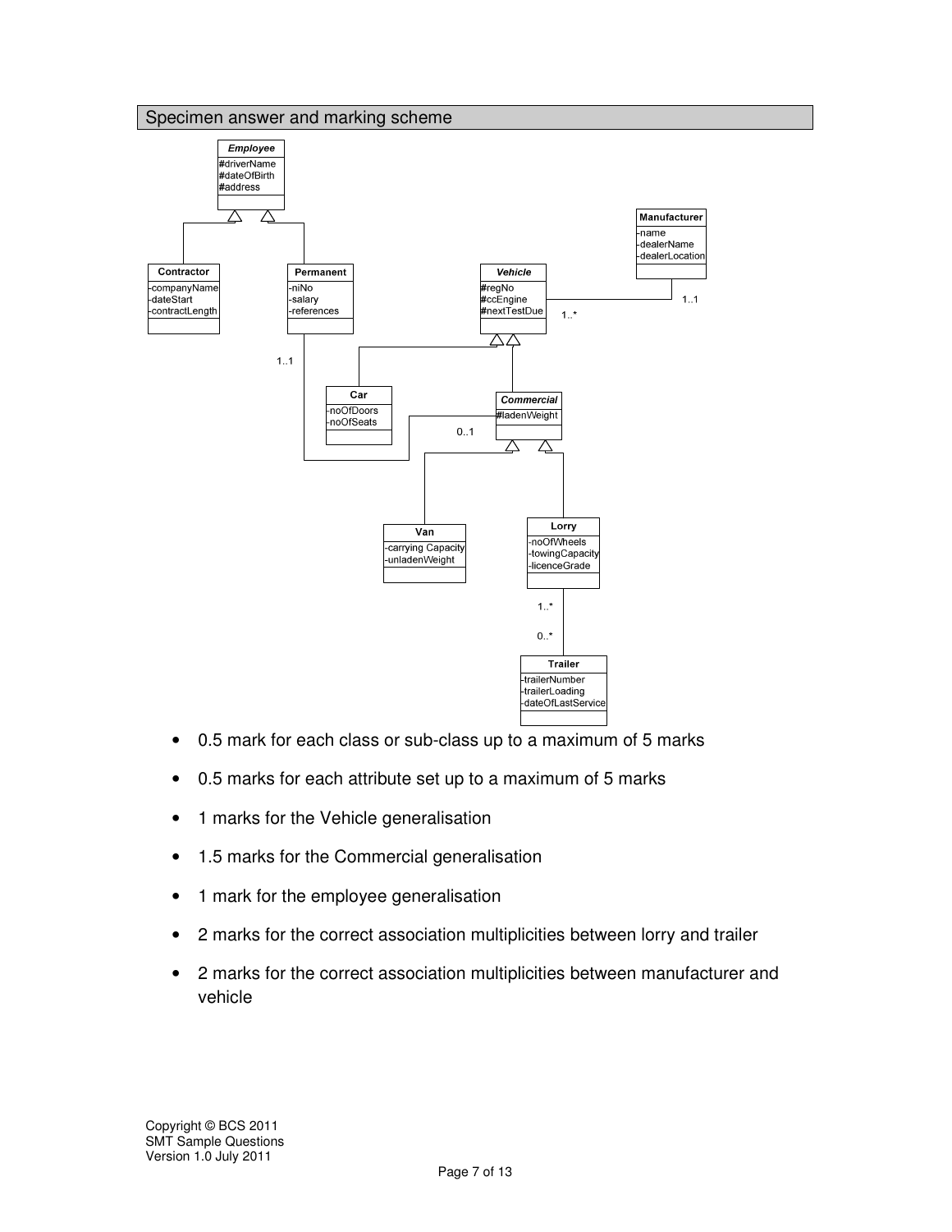## Specimen answer and marking scheme

**Employee** (abstract)
- #driverName
- #dateOfBirth
- #address

**Contractor** (sub-class of Employee)
- -companyName
- -dateStart
- -contractLength

**Permanent** (sub-class of Employee)
- -niNo
- -salary
- -references

**Manufacturer**
- -name
- -dealerName
- -dealerLocation

**Vehicle** (abstract)
- #regNo
- #ccEngine
- #nextTestDue

**Car** (sub-class of Vehicle)
- -noOfDoors
- -noOfSeats

**Commercial** (abstract, sub-class of Vehicle)
- #ladenWeight

**Van** (sub-class of Commercial)
- -carrying Capacity
- -unladenWeight

**Lorry** (sub-class of Commercial)
- -noOfWheels
- -towingCapacity
- -licenceGrade

**Trailer**
- -trailerNumber
- -trailerLoading
- -dateOfLastService

Associations:
- Vehicle 1..* — 1..1 Manufacturer
- Permanent 1..1 — 0..1 Commercial
- Lorry 1..* — 0..* Trailer

- 0.5 mark for each class or sub-class up to a maximum of 5 marks
- 0.5 marks for each attribute set up to a maximum of 5 marks
- 1 marks for the Vehicle generalisation
- 1.5 marks for the Commercial generalisation
- 1 mark for the employee generalisation
- 2 marks for the correct association multiplicities between lorry and trailer
- 2 marks for the correct association multiplicities between manufacturer and vehicle

Copyright © BCS 2011
SMT Sample Questions
Version 1.0 July 2011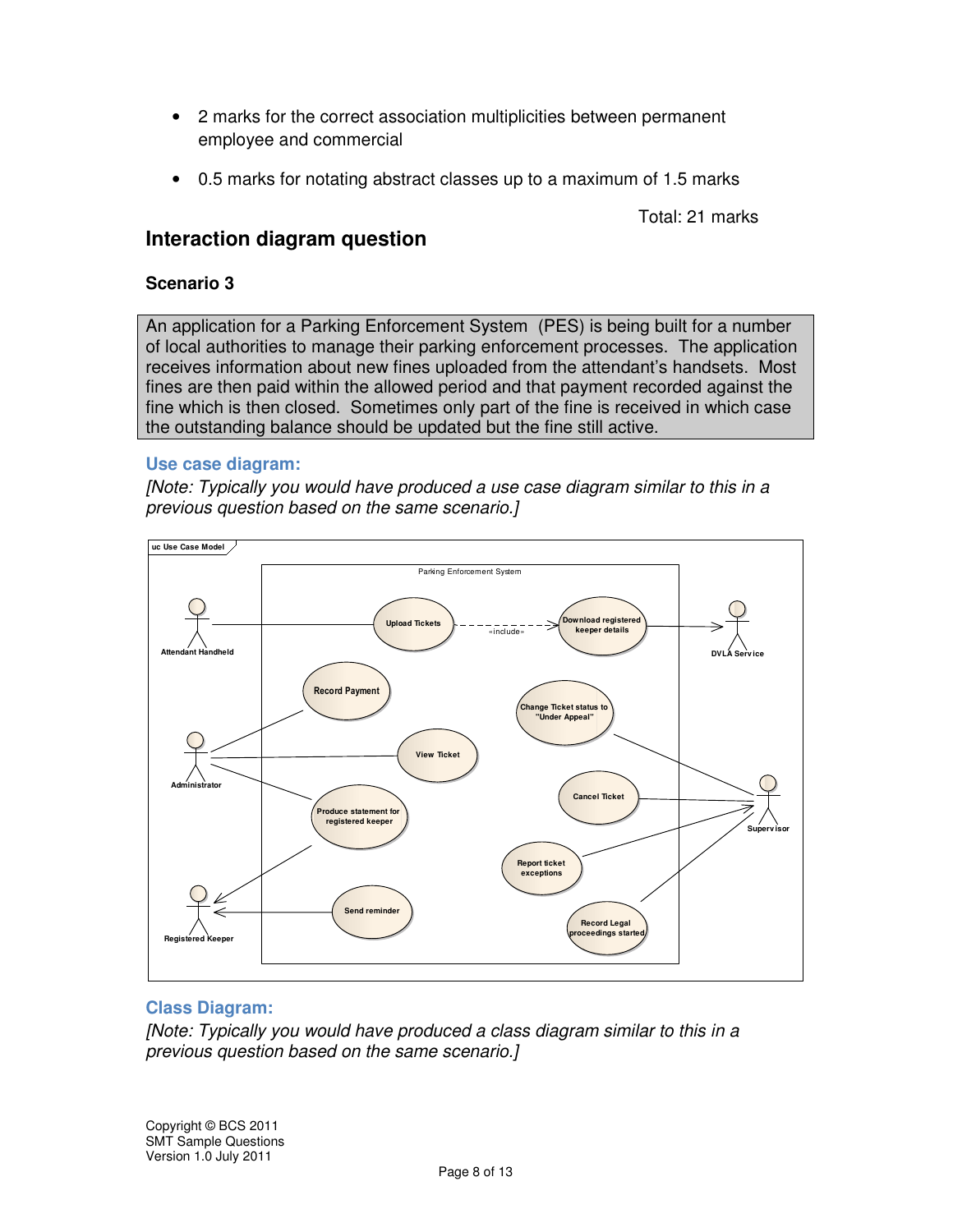- 2 marks for the correct association multiplicities between permanent employee and commercial
- 0.5 marks for notating abstract classes up to a maximum of 1.5 marks

Total: 21 marks

## Interaction diagram question

### Scenario 3

An application for a Parking Enforcement System (PES) is being built for a number of local authorities to manage their parking enforcement processes. The application receives information about new fines uploaded from the attendant's handsets. Most fines are then paid within the allowed period and that payment recorded against the fine which is then closed. Sometimes only part of the fine is received in which case the outstanding balance should be updated but the fine still active.

### Use case diagram:

*[Note: Typically you would have produced a use case diagram similar to this in a previous question based on the same scenario.]*

### Class Diagram:

*[Note: Typically you would have produced a class diagram similar to this in a previous question based on the same scenario.]*

Copyright © BCS 2011
SMT Sample Questions
Version 1.0 July 2011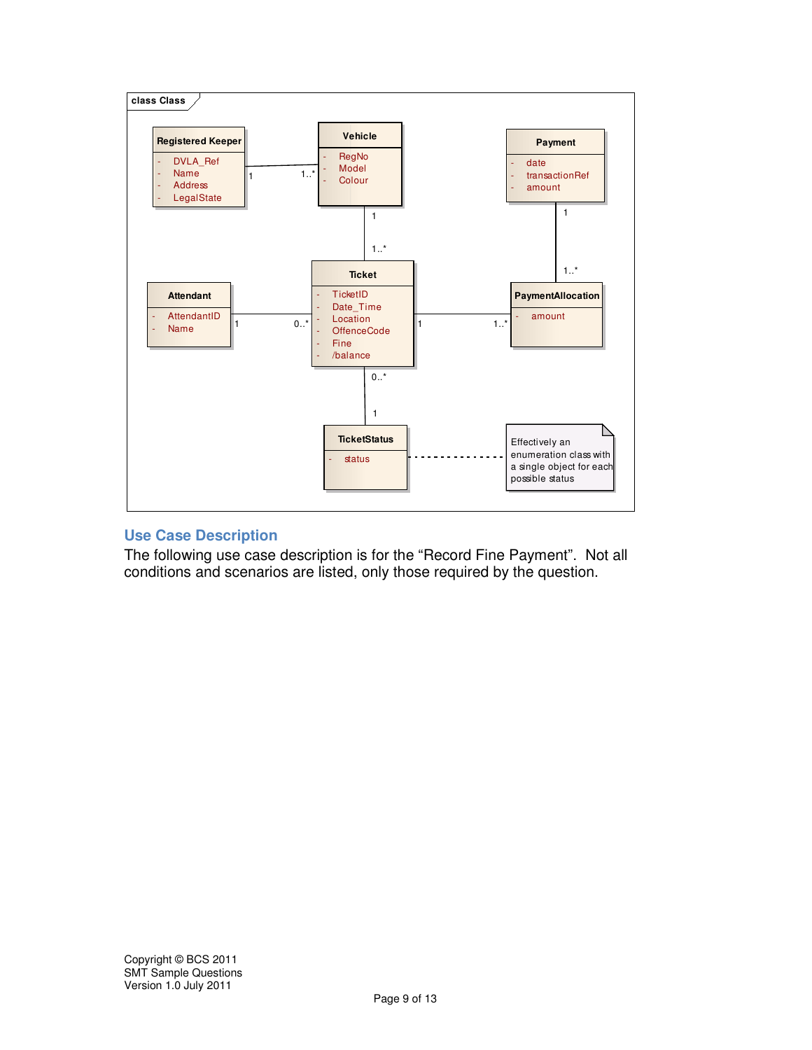class Class

**Registered Keeper**
- DVLA_Ref
- Name
- Address
- LegalState

**Vehicle**
- RegNo
- Model
- Colour

**Payment**
- date
- transactionRef
- amount

**Attendant**
- AttendantID
- Name

**Ticket**
- TicketID
- Date_Time
- Location
- OffenceCode
- Fine
- /balance

**PaymentAllocation**
- amount

**TicketStatus**
- status

Effectively an enumeration class with a single object for each possible status

Associations:
- Registered Keeper 1 — 1..* Vehicle
- Vehicle 1 — 1..* Ticket
- Payment 1 — 1..* PaymentAllocation
- Attendant 1 — 0..* Ticket
- Ticket 1 — 1..* PaymentAllocation
- Ticket 0..* — 1 TicketStatus

## Use Case Description

The following use case description is for the "Record Fine Payment". Not all conditions and scenarios are listed, only those required by the question.

Copyright © BCS 2011
SMT Sample Questions
Version 1.0 July 2011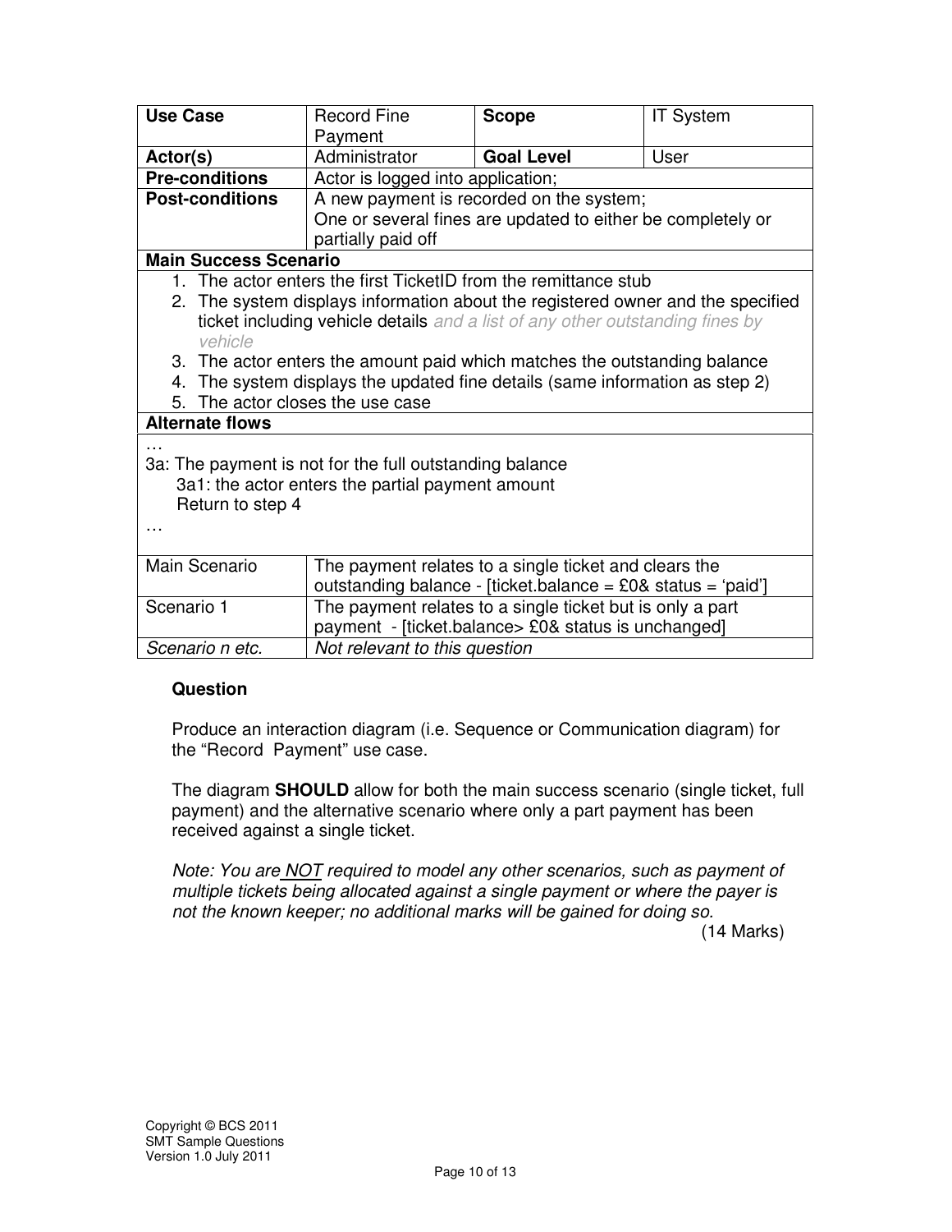| Use Case | Record Fine Payment | Scope | IT System |
|---|---|---|---|
| Actor(s) | Administrator | Goal Level | User |
| Pre-conditions | Actor is logged into application; | | |
| Post-conditions | A new payment is recorded on the system; One or several fines are updated to either be completely or partially paid off | | |

**Main Success Scenario**

1. The actor enters the first TicketID from the remittance stub
2. The system displays information about the registered owner and the specified ticket including vehicle details and a list of any other outstanding fines by vehicle
3. The actor enters the amount paid which matches the outstanding balance
4. The system displays the updated fine details (same information as step 2)
5. The actor closes the use case

**Alternate flows**

…

3a: The payment is not for the full outstanding balance
  3a1: the actor enters the partial payment amount
  Return to step 4

…

| | |
|---|---|
| Main Scenario | The payment relates to a single ticket and clears the outstanding balance - [ticket.balance = £0& status = 'paid'] |
| Scenario 1 | The payment relates to a single ticket but is only a part payment - [ticket.balance> £0& status is unchanged] |
| *Scenario n etc.* | *Not relevant to this question* |

**Question**

Produce an interaction diagram (i.e. Sequence or Communication diagram) for the "Record Payment" use case.

The diagram **SHOULD** allow for both the main success scenario (single ticket, full payment) and the alternative scenario where only a part payment has been received against a single ticket.

*Note: You are NOT required to model any other scenarios, such as payment of multiple tickets being allocated against a single payment or where the payer is not the known keeper; no additional marks will be gained for doing so.*

(14 Marks)

Copyright © BCS 2011
SMT Sample Questions
Version 1.0 July 2011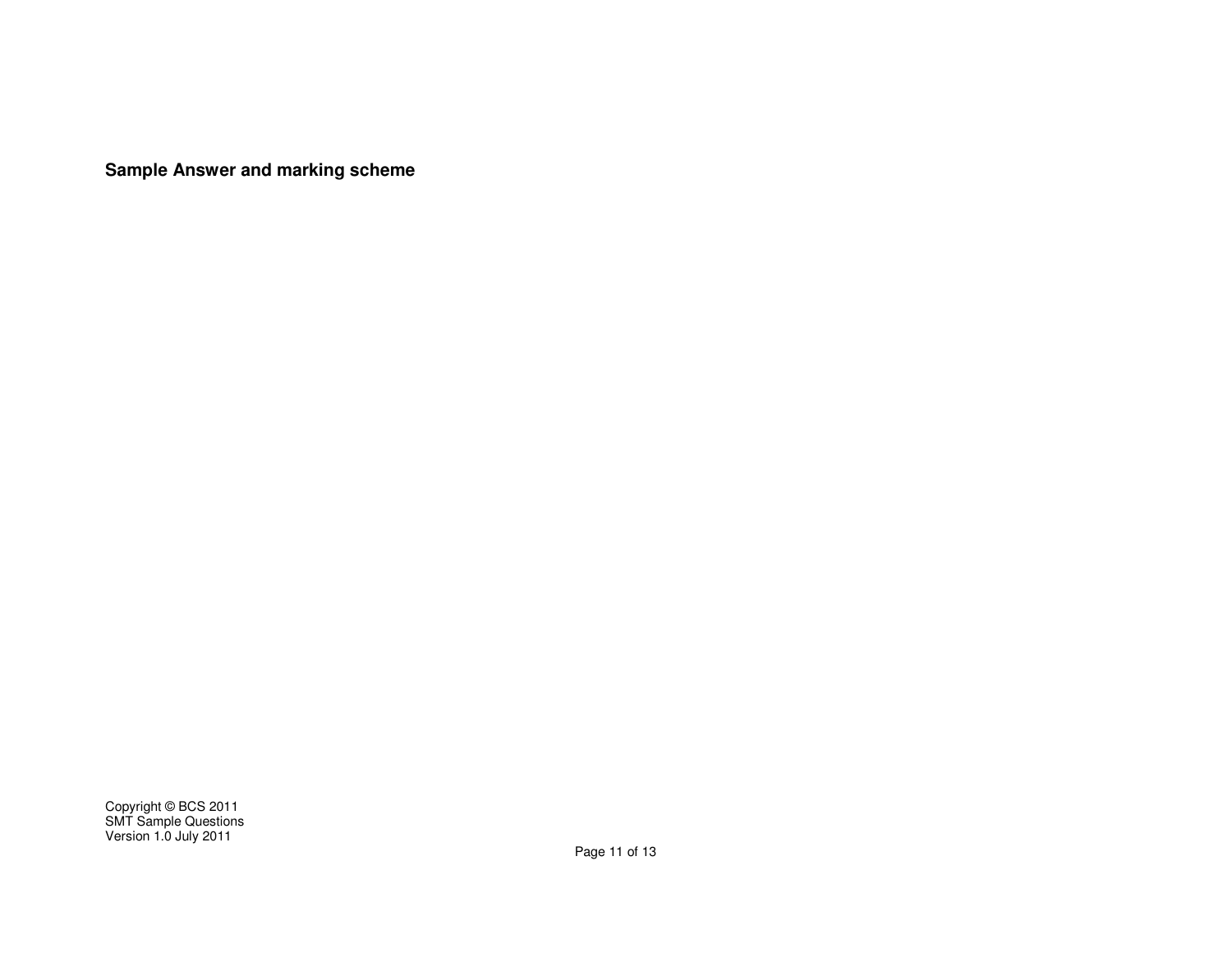**Sample Answer and marking scheme**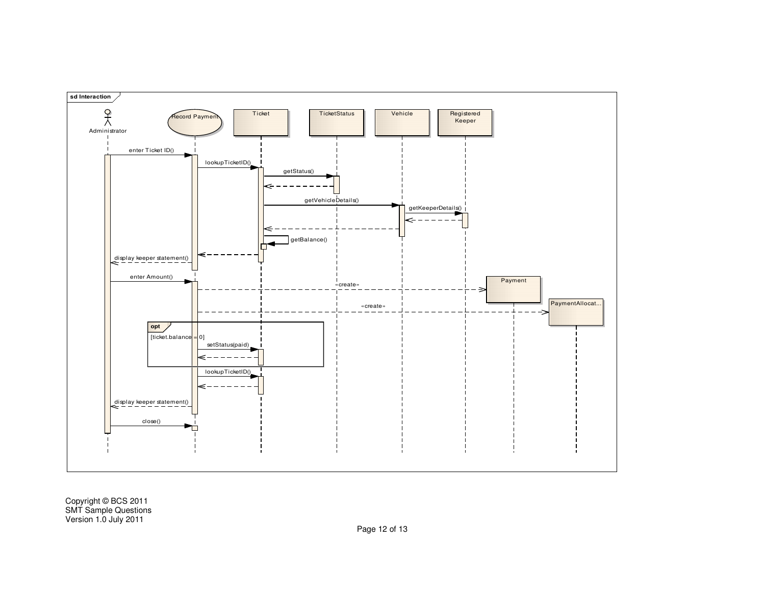**sd Interaction**

Administrator | Record Payment | Ticket | TicketStatus | Vehicle | Registered Keeper | Payment | PaymentAllocat...

- enter Ticket ID()
- lookupTicketID()
- getStatus()
- getVehicleDetails()
- getKeeperDetails()
- getBalance()
- display keeper statement()
- enter Amount()
- «create»
- «create»
- **opt** [ticket.balance = 0]
  - setStatus(paid)
- lookupTicketID()
- display keeper statement()
- close()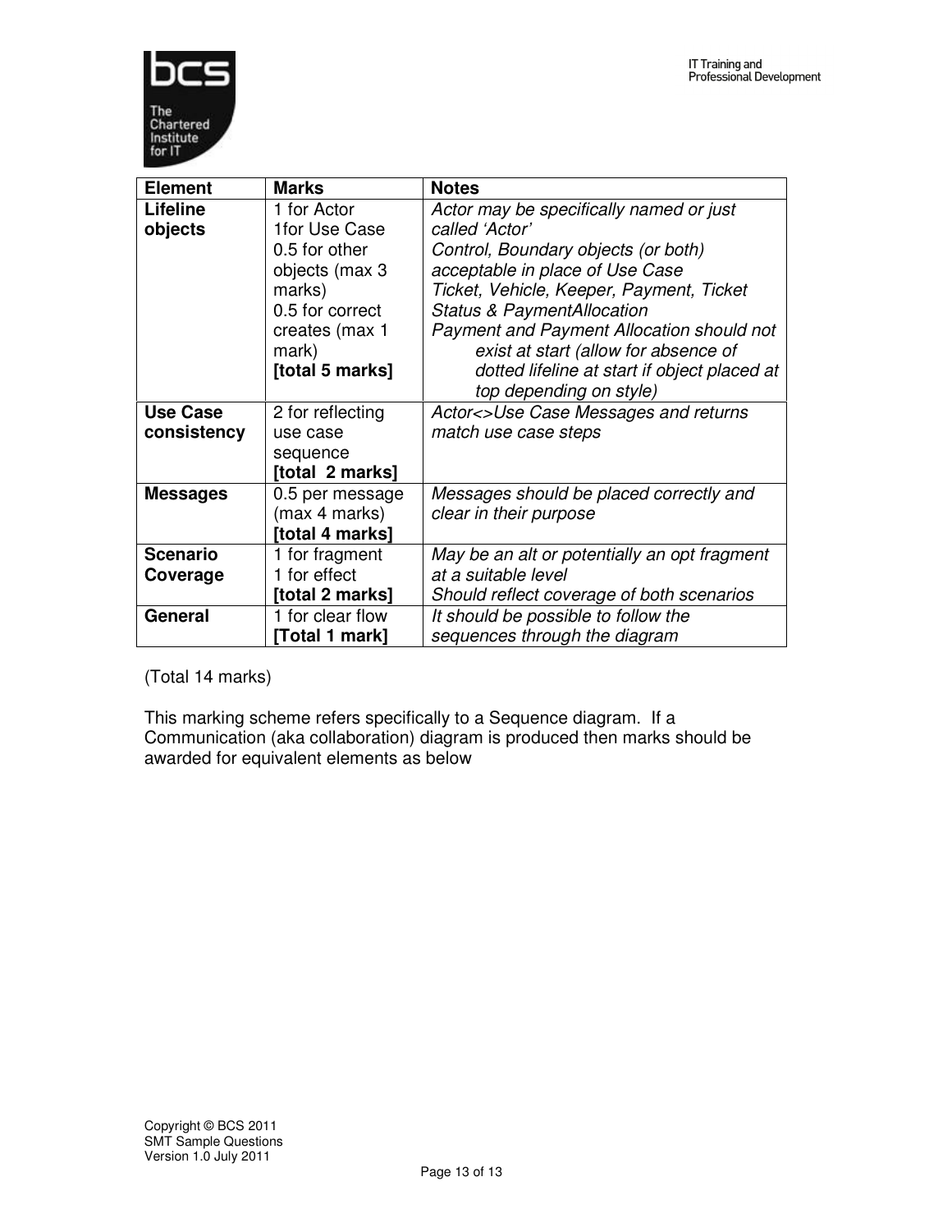| Element | Marks | Notes |
|---|---|---|
| **Lifeline objects** | 1 for Actor<br>1for Use Case<br>0.5 for other objects (max 3 marks)<br>0.5 for correct creates (max 1 mark)<br>**[total 5 marks]** | *Actor may be specifically named or just called 'Actor'*<br>*Control, Boundary objects (or both) acceptable in place of Use Case*<br>*Ticket, Vehicle, Keeper, Payment, Ticket Status & PaymentAllocation*<br>*Payment and Payment Allocation should not exist at start (allow for absence of dotted lifeline at start if object placed at top depending on style)* |
| **Use Case consistency** | 2 for reflecting use case sequence<br>**[total 2 marks]** | *Actor<>Use Case Messages and returns match use case steps* |
| **Messages** | 0.5 per message (max 4 marks)<br>**[total 4 marks]** | *Messages should be placed correctly and clear in their purpose* |
| **Scenario Coverage** | 1 for fragment<br>1 for effect<br>**[total 2 marks]** | *May be an alt or potentially an opt fragment at a suitable level*<br>*Should reflect coverage of both scenarios* |
| **General** | 1 for clear flow<br>**[Total 1 mark]** | *It should be possible to follow the sequences through the diagram* |

(Total 14 marks)

This marking scheme refers specifically to a Sequence diagram. If a Communication (aka collaboration) diagram is produced then marks should be awarded for equivalent elements as below